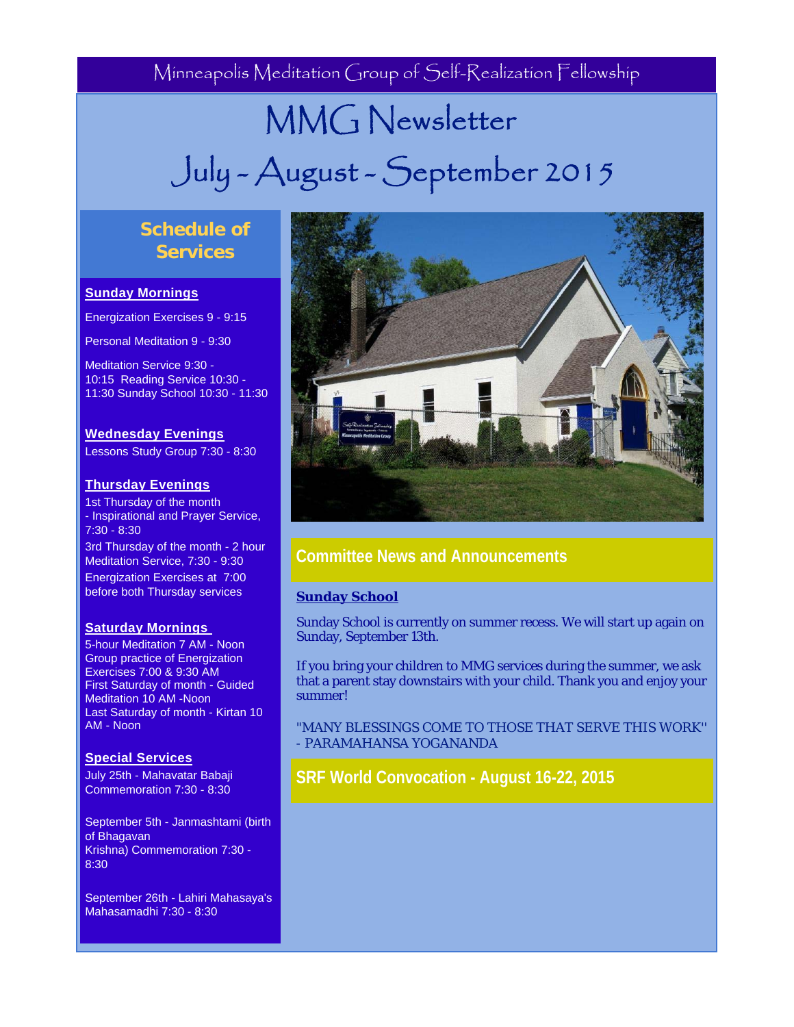Minneapolis Meditation Group of Self-Realization Fellowship

# MMG Newsletter

# July - August - September 2015

## Schedule of Services

**Sunday Mornings**

Energization Exercises 9 - 9:15

Personal Meditation 9 - 9:30

Meditation Service 9:30 - 10:15 Reading Service 10:30 - 11:30 Sunday School 10:30 - 11:30

**Wednesday Evenings**

Lessons Study Group 7:30 - 8:30

**Thursday Evenings**

1st Thursday of the month - Inspirational and Prayer Service, 7:30 - 8:30

3rd Thursday of the month - 2 hour Meditation Service, 7:30 - 9:30

Energization Exercises at 7:00 before both Thursday services

**Saturday Mornings**

5-hour Meditation 7 AM - Noon
Group practice of Energization Exercises 7:00 & 9:30 AM
First Saturday of month - Guided Meditation 10 AM -Noon
Last Saturday of month - Kirtan 10 AM - Noon

**Special Services**

July 25th - Mahavatar Babaji Commemoration 7:30 - 8:30

September 5th - Janmashtami (birth of Bhagavan Krishna) Commemoration 7:30 - 8:30

September 26th - Lahiri Mahasaya's Mahasamadhi 7:30 - 8:30

## Committee News and Announcements

**Sunday School**

Sunday School is currently on summer recess. We will start up again on Sunday, September 13th.

If you bring your children to MMG services during the summer, we ask that a parent stay downstairs with your child. Thank you and enjoy your summer!

"MANY BLESSINGS COME TO THOSE THAT SERVE THIS WORK" - PARAMAHANSA YOGANANDA

## SRF World Convocation - August 16-22, 2015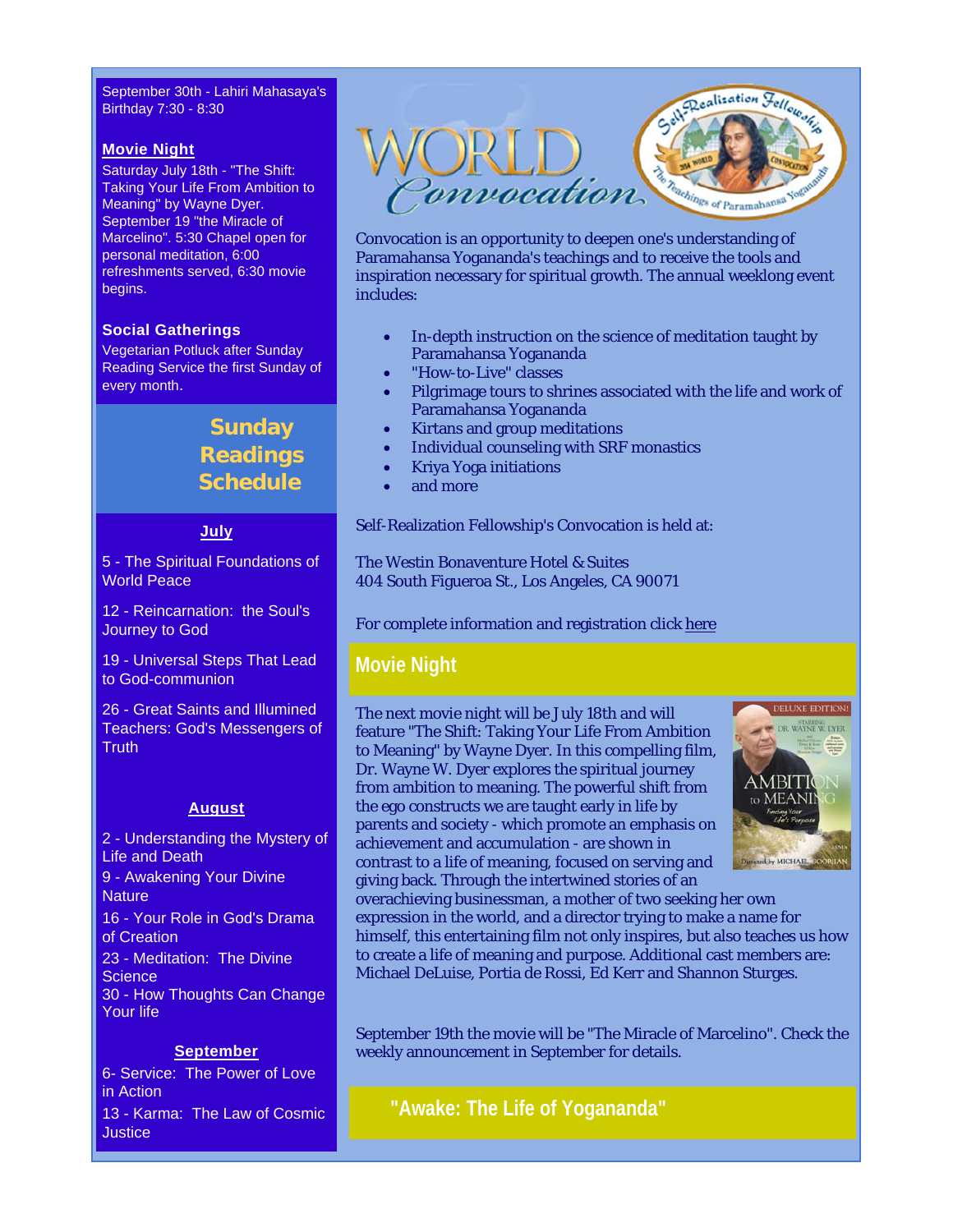September 30th - Lahiri Mahasaya's Birthday 7:30 - 8:30

**Movie Night**

Saturday July 18th - "The Shift: Taking Your Life From Ambition to Meaning" by Wayne Dyer. September 19 "the Miracle of Marcelino". 5:30 Chapel open for personal meditation, 6:00 refreshments served, 6:30 movie begins.

**Social Gatherings**

Vegetarian Potluck after Sunday Reading Service the first Sunday of every month.

## Sunday Readings Schedule

**July**

5 - The Spiritual Foundations of World Peace

12 - Reincarnation: the Soul's Journey to God

19 - Universal Steps That Lead to God-communion

26 - Great Saints and Illumined Teachers: God's Messengers of Truth

**August**

2 - Understanding the Mystery of Life and Death

9 - Awakening Your Divine Nature

16 - Your Role in God's Drama of Creation

23 - Meditation: The Divine Science

30 - How Thoughts Can Change Your life

**September**

6- Service: The Power of Love in Action

13 - Karma: The Law of Cosmic Justice

## World Convocation

Convocation is an opportunity to deepen one's understanding of Paramahansa Yogananda's teachings and to receive the tools and inspiration necessary for spiritual growth. The annual weeklong event includes:

- In-depth instruction on the science of meditation taught by Paramahansa Yogananda
- "How-to-Live" classes
- Pilgrimage tours to shrines associated with the life and work of Paramahansa Yogananda
- Kirtans and group meditations
- Individual counseling with SRF monastics
- Kriya Yoga initiations
- and more

Self-Realization Fellowship's Convocation is held at:

The Westin Bonaventure Hotel & Suites
404 South Figueroa St., Los Angeles, CA 90071

For complete information and registration click here

## Movie Night

The next movie night will be July 18th and will feature "The Shift: Taking Your Life From Ambition to Meaning" by Wayne Dyer. In this compelling film, Dr. Wayne W. Dyer explores the spiritual journey from ambition to meaning. The powerful shift from the ego constructs we are taught early in life by parents and society - which promote an emphasis on achievement and accumulation - are shown in contrast to a life of meaning, focused on serving and giving back. Through the intertwined stories of an overachieving businessman, a mother of two seeking her own expression in the world, and a director trying to make a name for himself, this entertaining film not only inspires, but also teaches us how to create a life of meaning and purpose. Additional cast members are: Michael DeLuise, Portia de Rossi, Ed Kerr and Shannon Sturges.

September 19th the movie will be "The Miracle of Marcelino". Check the weekly announcement in September for details.

## "Awake: The Life of Yogananda"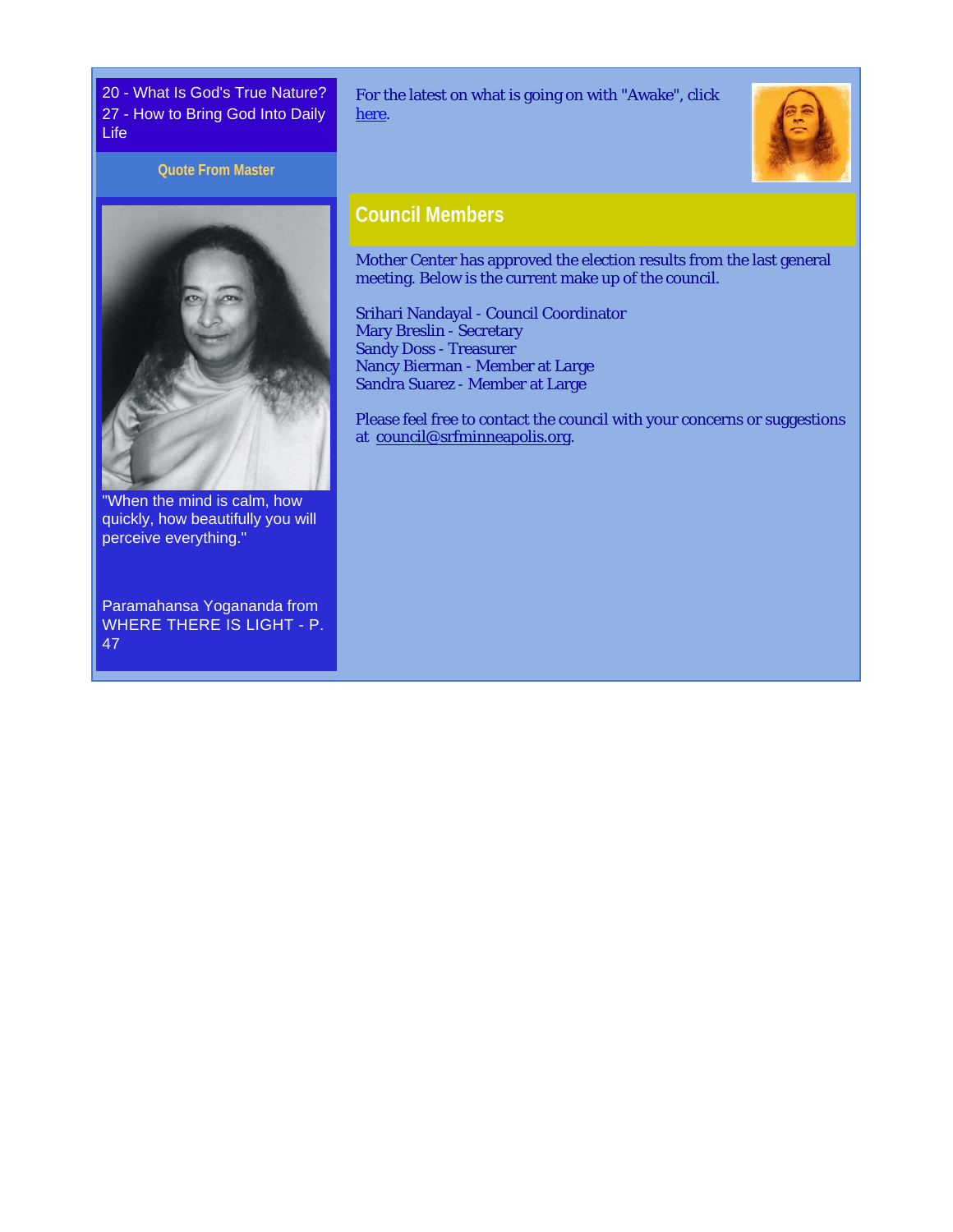20 - What Is God's True Nature?

27 - How to Bring God Into Daily Life

**Quote From Master**

"When the mind is calm, how quickly, how beautifully you will perceive everything."

Paramahansa Yogananda from WHERE THERE IS LIGHT - P. 47

For the latest on what is going on with "Awake", click here.

## Council Members

Mother Center has approved the election results from the last general meeting. Below is the current make up of the council.

Srihari Nandayal - Council Coordinator
Mary Breslin - Secretary
Sandy Doss - Treasurer
Nancy Bierman - Member at Large
Sandra Suarez - Member at Large

Please feel free to contact the council with your concerns or suggestions at council@srfminneapolis.org.